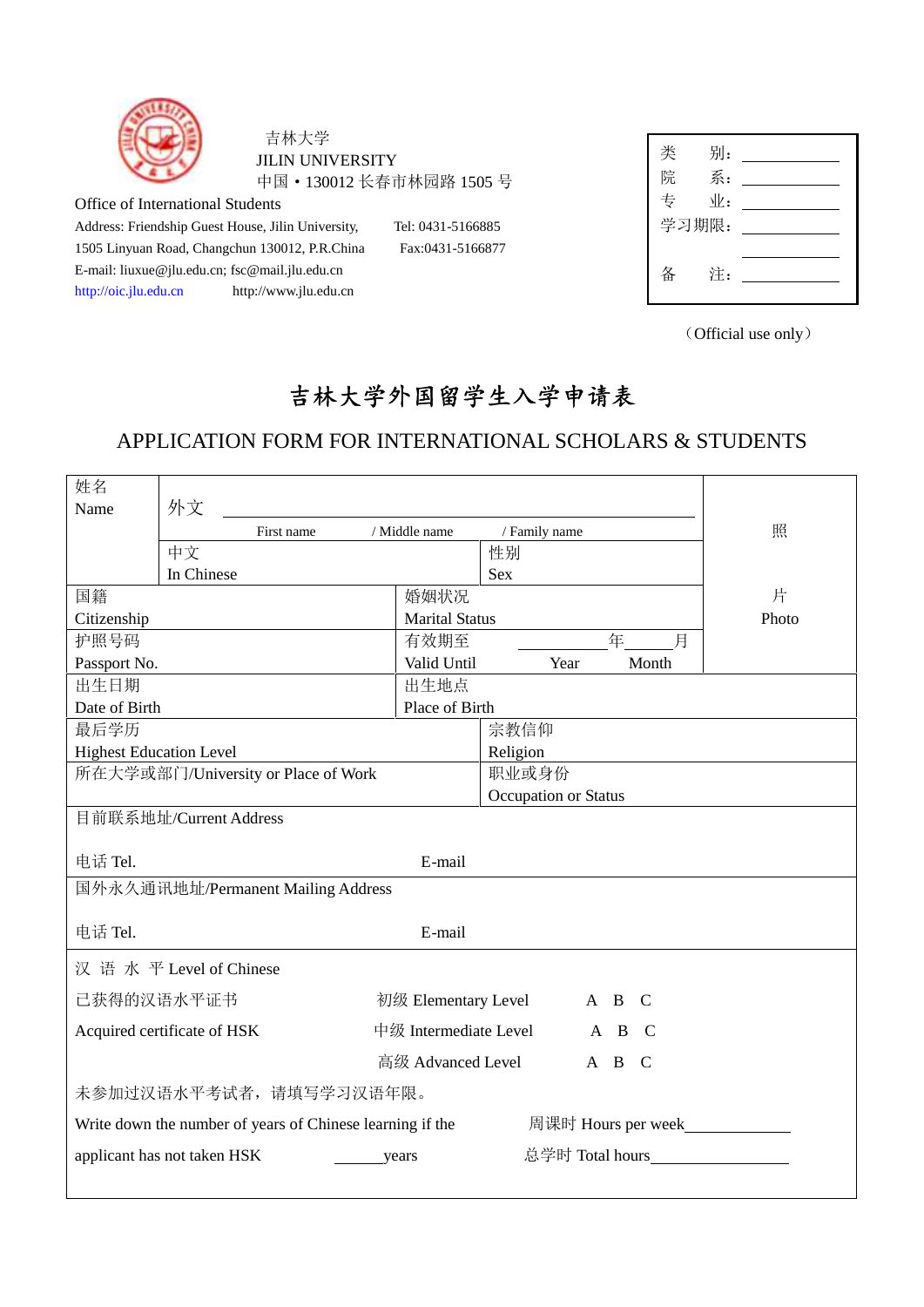吉林大学
JILIN UNIVERSITY
中国 • 130012 长春市林园路 1505 号

Office of International Students

Address: Friendship Guest House, Jilin University, 1505 Linyuan Road, Changchun 130012, P.R.China
Tel: 0431-5166885
Fax:0431-5166877
E-mail: liuxue@jlu.edu.cn; fsc@mail.jlu.edu.cn
http://oic.jlu.edu.cn http://www.jlu.edu.cn

| | |
|---|---|
| 类　　别： | ____________ |
| 院　　系： | ____________ |
| 专　　业： | ____________ |
| 学习期限： | ____________ |
| | ____________ |
| 备　　注： | ____________ |

（Official use only）

# 吉林大学外国留学生入学申请表

## APPLICATION FORM FOR INTERNATIONAL SCHOLARS & STUDENTS

| 姓名<br>Name | 外文 ____________________<br>First name / Middle name / Family name | | | 照<br><br>片<br>Photo |
|---|---|---|---|---|
| | 中文<br>In Chinese | 性别<br>Sex | | |
| 国籍<br>Citizenship | | 婚姻状况<br>Marital Status | | |
| 护照号码<br>Passport No. | | 有效期至<br>Valid Until | ________年______月<br>Year Month | |
| 出生日期<br>Date of Birth | | 出生地点<br>Place of Birth | | |
| 最后学历<br>Highest Education Level | | 宗教信仰<br>Religion | | |
| 所在大学或部门/University or Place of Work | | 职业或身份<br>Occupation or Status | | |
| 目前联系地址/Current Address<br><br>电话 Tel. | | E-mail | | |
| 国外永久通讯地址/Permanent Mailing Address<br><br>电话 Tel. | | E-mail | | |

汉 语 水 平 Level of Chinese

| | | |
|---|---|---|
| 已获得的汉语水平证书 | 初级 Elementary Level | A B C |
| Acquired certificate of HSK | 中级 Intermediate Level | A B C |
| | 高级 Advanced Level | A B C |

未参加过汉语水平考试者，请填写学习汉语年限。

Write down the number of years of Chinese learning if the applicant has not taken HSK ______years

周课时 Hours per week____________

总学时 Total hours________________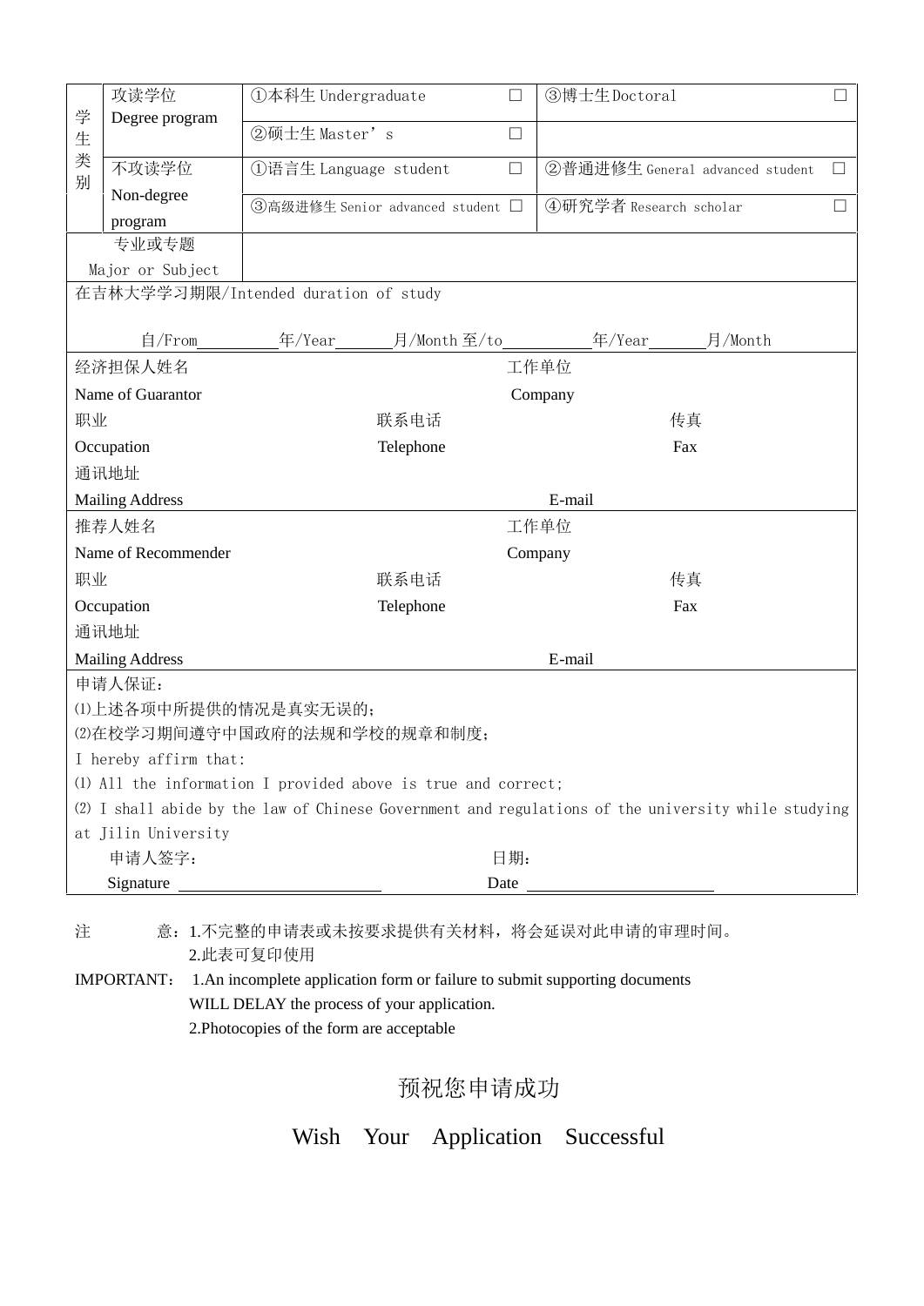| | | | |
|---|---|---|---|
| 学生类别 | 攻读学位 Degree program | ①本科生 Undergraduate ☐ | ③博士生 Doctoral ☐ |
| | | ②硕士生 Master’s ☐ | |
| | 不攻读学位 Non-degree program | ①语言生 Language student ☐ | ②普通进修生 General advanced student ☐ |
| | | ③高级进修生 Senior advanced student ☐ | ④研究学者 Research scholar ☐ |
| 专业或专题 Major or Subject | | | |

在吉林大学学习期限/Intended duration of study

自/From\_\_\_\_\_\_\_\_\_\_年/Year\_\_\_\_\_\_\_月/Month 至/to\_\_\_\_\_\_\_\_\_\_\_年/Year\_\_\_\_\_\_\_月/Month

经济担保人姓名 Name of Guarantor　　工作单位 Company

职业 Occupation　　联系电话 Telephone　　传真 Fax

通讯地址 Mailing Address　　E-mail

推荐人姓名 Name of Recommender　　工作单位 Company

职业 Occupation　　联系电话 Telephone　　传真 Fax

通讯地址 Mailing Address　　E-mail

申请人保证：

⑴上述各项中所提供的情况是真实无误的；

⑵在校学习期间遵守中国政府的法规和学校的规章和制度；

I hereby affirm that:

⑴ All the information I provided above is true and correct;

⑵ I shall abide by the law of Chinese Government and regulations of the university while studying at Jilin University

申请人签字：Signature \_\_\_\_\_\_\_\_\_\_\_\_\_\_\_\_\_\_\_\_\_\_\_\_　　日期：Date \_\_\_\_\_\_\_\_\_\_\_\_\_\_\_\_\_\_\_\_\_\_

注　　意：1.不完整的申请表或未按要求提供有关材料，将会延误对此申请的审理时间。

2.此表可复印使用

IMPORTANT：1.An incomplete application form or failure to submit supporting documents WILL DELAY the process of your application.

2.Photocopies of the form are acceptable

预祝您申请成功

Wish Your Application Successful